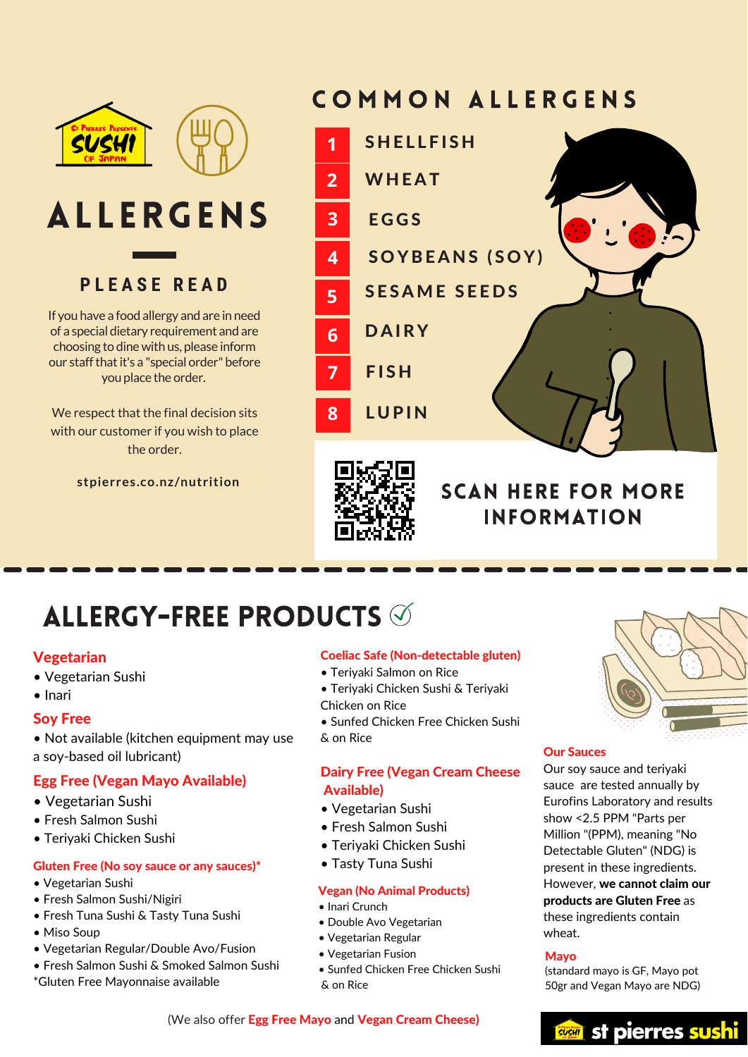# ALLERGENS

## PLEASE READ

If you have a food allergy and are in need of a special dietary requirement and are choosing to dine with us, please inform our staff that it's a "special order" before you place the order.

We respect that the final decision sits with our customer if you wish to place the order.

stpierres.co.nz/nutrition

## COMMON ALLERGENS

1. SHELLFISH
2. WHEAT
3. EGGS
4. SOYBEANS (SOY)
5. SESAME SEEDS
6. DAIRY
7. FISH
8. LUPIN

SCAN HERE FOR MORE INFORMATION

## ALLERGY-FREE PRODUCTS

### Vegetarian

- Vegetarian Sushi
- Inari

### Soy Free

- Not available (kitchen equipment may use a soy-based oil lubricant)

### Egg Free (Vegan Mayo Available)

- Vegetarian Sushi
- Fresh Salmon Sushi
- Teriyaki Chicken Sushi

### Gluten Free (No soy sauce or any sauces)*

- Vegetarian Sushi
- Fresh Salmon Sushi/Nigiri
- Fresh Tuna Sushi & Tasty Tuna Sushi
- Miso Soup
- Vegetarian Regular/Double Avo/Fusion
- Fresh Salmon Sushi & Smoked Salmon Sushi

*Gluten Free Mayonnaise available

### Coeliac Safe (Non-detectable gluten)

- Teriyaki Salmon on Rice
- Teriyaki Chicken Sushi & Teriyaki Chicken on Rice
- Sunfed Chicken Free Chicken Sushi & on Rice

### Dairy Free (Vegan Cream Cheese Available)

- Vegetarian Sushi
- Fresh Salmon Sushi
- Teriyaki Chicken Sushi
- Tasty Tuna Sushi

### Vegan (No Animal Products)

- Inari Crunch
- Double Avo Vegetarian
- Vegetarian Regular
- Vegetarian Fusion
- Sunfed Chicken Free Chicken Sushi & on Rice

### Our Sauces

Our soy sauce and teriyaki sauce are tested annually by Eurofins Laboratory and results show <2.5 PPM "Parts per Million "(PPM), meaning "No Detectable Gluten" (NDG) is present in these ingredients. However, **we cannot claim our products are Gluten Free** as these ingredients contain wheat.

### Mayo

(standard mayo is GF, Mayo pot 50gr and Vegan Mayo are NDG)

(We also offer Egg Free Mayo and Vegan Cream Cheese)

st pierres sushi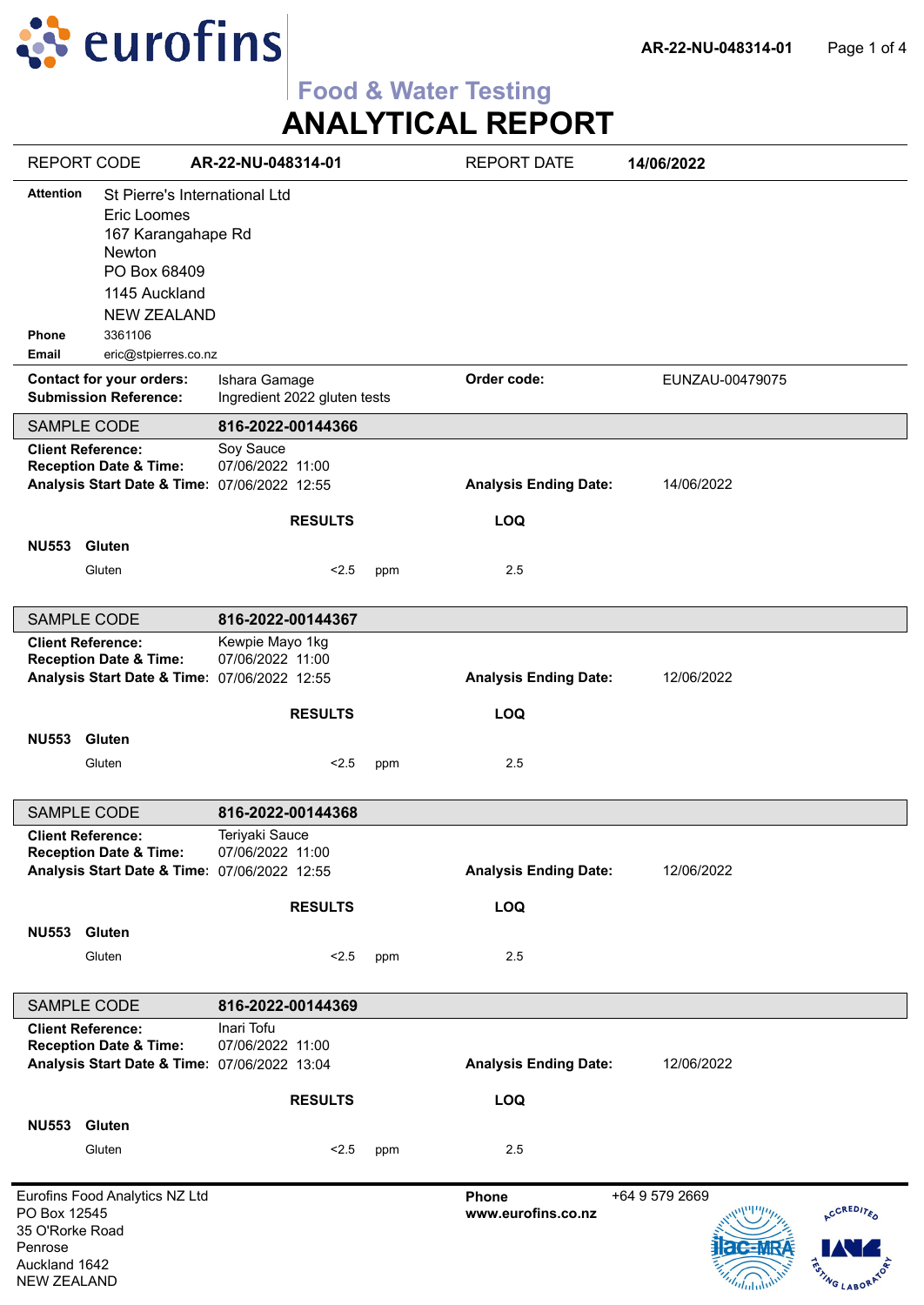# eurofins

**Food & Water Testing**

# ANALYTICAL REPORT

| REPORT CODE | AR-22-NU-048314-01 | REPORT DATE | 14/06/2022 |
|---|---|---|---|

**Attention** St Pierre's International Ltd
Eric Loomes
167 Karangahape Rd
Newton
PO Box 68409
1145 Auckland
NEW ZEALAND

**Phone** 3361106
**Email** eric@stpierres.co.nz

| | | | |
|---|---|---|---|
| **Contact for your orders:** | Ishara Gamage | **Order code:** | EUNZAU-00479075 |
| **Submission Reference:** | Ingredient 2022 gluten tests | | |

## SAMPLE CODE 816-2022-00144366

| | | | |
|---|---|---|---|
| **Client Reference:** | Soy Sauce | | |
| **Reception Date & Time:** | 07/06/2022 11:00 | | |
| **Analysis Start Date & Time:** | 07/06/2022 12:55 | **Analysis Ending Date:** | 14/06/2022 |

| | RESULTS | | LOQ |
|---|---|---|---|
| **NU553 Gluten** | | | |
| Gluten | <2.5 | ppm | 2.5 |

## SAMPLE CODE 816-2022-00144367

| | | | |
|---|---|---|---|
| **Client Reference:** | Kewpie Mayo 1kg | | |
| **Reception Date & Time:** | 07/06/2022 11:00 | | |
| **Analysis Start Date & Time:** | 07/06/2022 12:55 | **Analysis Ending Date:** | 12/06/2022 |

| | RESULTS | | LOQ |
|---|---|---|---|
| **NU553 Gluten** | | | |
| Gluten | <2.5 | ppm | 2.5 |

## SAMPLE CODE 816-2022-00144368

| | | | |
|---|---|---|---|
| **Client Reference:** | Teriyaki Sauce | | |
| **Reception Date & Time:** | 07/06/2022 11:00 | | |
| **Analysis Start Date & Time:** | 07/06/2022 12:55 | **Analysis Ending Date:** | 12/06/2022 |

| | RESULTS | | LOQ |
|---|---|---|---|
| **NU553 Gluten** | | | |
| Gluten | <2.5 | ppm | 2.5 |

## SAMPLE CODE 816-2022-00144369

| | | | |
|---|---|---|---|
| **Client Reference:** | Inari Tofu | | |
| **Reception Date & Time:** | 07/06/2022 11:00 | | |
| **Analysis Start Date & Time:** | 07/06/2022 13:04 | **Analysis Ending Date:** | 12/06/2022 |

| | RESULTS | | LOQ |
|---|---|---|---|
| **NU553 Gluten** | | | |
| Gluten | <2.5 | ppm | 2.5 |

Eurofins Food Analytics NZ Ltd
PO Box 12545
35 O'Rorke Road
Penrose
Auckland 1642
NEW ZEALAND

**Phone** +64 9 579 2669
**www.eurofins.co.nz**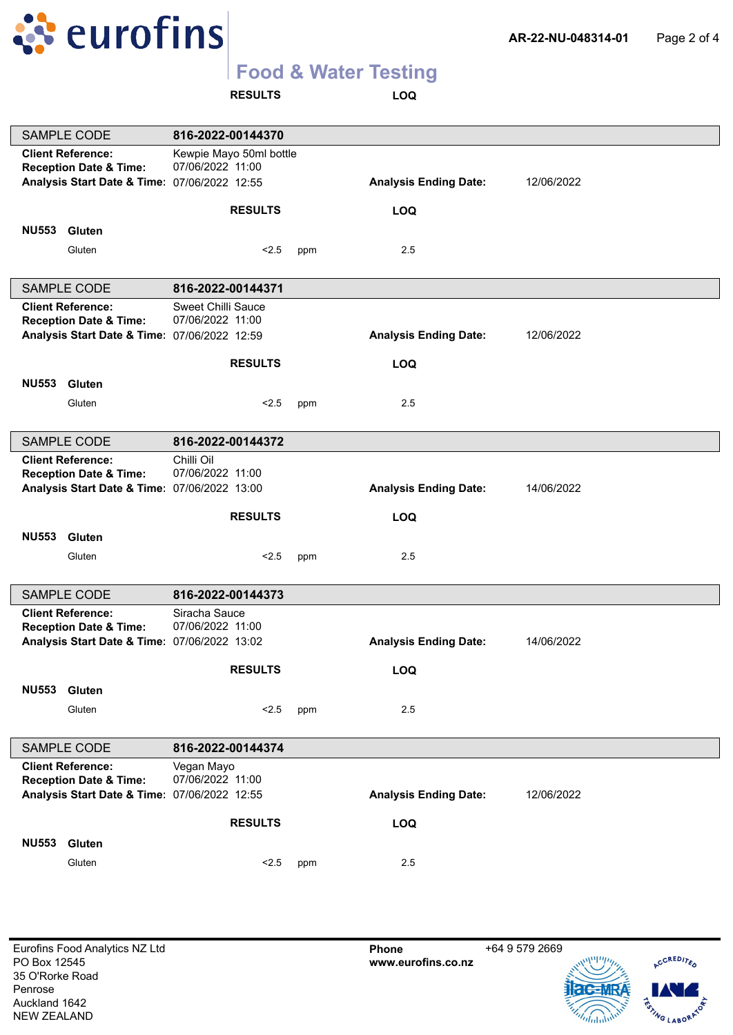**RESULTS** **LOQ**

| SAMPLE CODE | 816-2022-00144370 | | |
|---|---|---|---|
| **Client Reference:** | Kewpie Mayo 50ml bottle | | |
| **Reception Date & Time:** | 07/06/2022 11:00 | | |
| **Analysis Start Date & Time:** | 07/06/2022 12:55 | **Analysis Ending Date:** | 12/06/2022 |

| | **RESULTS** | | **LOQ** |
|---|---|---|---|
| **NU553 Gluten** | | | |
| Gluten | <2.5 | ppm | 2.5 |

| SAMPLE CODE | 816-2022-00144371 | | |
|---|---|---|---|
| **Client Reference:** | Sweet Chilli Sauce | | |
| **Reception Date & Time:** | 07/06/2022 11:00 | | |
| **Analysis Start Date & Time:** | 07/06/2022 12:59 | **Analysis Ending Date:** | 12/06/2022 |

| | **RESULTS** | | **LOQ** |
|---|---|---|---|
| **NU553 Gluten** | | | |
| Gluten | <2.5 | ppm | 2.5 |

| SAMPLE CODE | 816-2022-00144372 | | |
|---|---|---|---|
| **Client Reference:** | Chilli Oil | | |
| **Reception Date & Time:** | 07/06/2022 11:00 | | |
| **Analysis Start Date & Time:** | 07/06/2022 13:00 | **Analysis Ending Date:** | 14/06/2022 |

| | **RESULTS** | | **LOQ** |
|---|---|---|---|
| **NU553 Gluten** | | | |
| Gluten | <2.5 | ppm | 2.5 |

| SAMPLE CODE | 816-2022-00144373 | | |
|---|---|---|---|
| **Client Reference:** | Siracha Sauce | | |
| **Reception Date & Time:** | 07/06/2022 11:00 | | |
| **Analysis Start Date & Time:** | 07/06/2022 13:02 | **Analysis Ending Date:** | 14/06/2022 |

| | **RESULTS** | | **LOQ** |
|---|---|---|---|
| **NU553 Gluten** | | | |
| Gluten | <2.5 | ppm | 2.5 |

| SAMPLE CODE | 816-2022-00144374 | | |
|---|---|---|---|
| **Client Reference:** | Vegan Mayo | | |
| **Reception Date & Time:** | 07/06/2022 11:00 | | |
| **Analysis Start Date & Time:** | 07/06/2022 12:55 | **Analysis Ending Date:** | 12/06/2022 |

| | **RESULTS** | | **LOQ** |
|---|---|---|---|
| **NU553 Gluten** | | | |
| Gluten | <2.5 | ppm | 2.5 |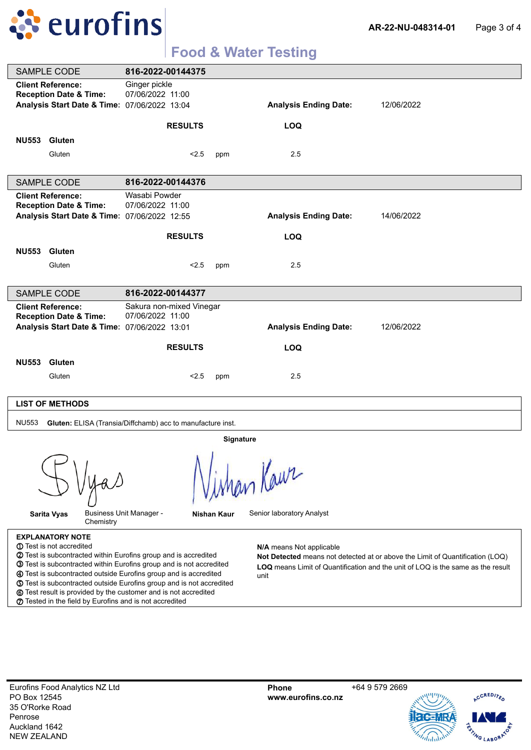| SAMPLE CODE | 816-2022-00144375 | | | |
|---|---|---|---|---|
| **Client Reference:** | Ginger pickle | | | |
| **Reception Date & Time:** | 07/06/2022 11:00 | | | |
| **Analysis Start Date & Time:** | 07/06/2022 13:04 | | **Analysis Ending Date:** | 12/06/2022 |

| | | **RESULTS** | | **LOQ** |
|---|---|---|---|---|
| **NU553** | **Gluten** | | | |
| | Gluten | <2.5 | ppm | 2.5 |

| SAMPLE CODE | 816-2022-00144376 | | | |
|---|---|---|---|---|
| **Client Reference:** | Wasabi Powder | | | |
| **Reception Date & Time:** | 07/06/2022 11:00 | | | |
| **Analysis Start Date & Time:** | 07/06/2022 12:55 | | **Analysis Ending Date:** | 14/06/2022 |

| | | **RESULTS** | | **LOQ** |
|---|---|---|---|---|
| **NU553** | **Gluten** | | | |
| | Gluten | <2.5 | ppm | 2.5 |

| SAMPLE CODE | 816-2022-00144377 | | | |
|---|---|---|---|---|
| **Client Reference:** | Sakura non-mixed Vinegar | | | |
| **Reception Date & Time:** | 07/06/2022 11:00 | | | |
| **Analysis Start Date & Time:** | 07/06/2022 13:01 | | **Analysis Ending Date:** | 12/06/2022 |

| | | **RESULTS** | | **LOQ** |
|---|---|---|---|---|
| **NU553** | **Gluten** | | | |
| | Gluten | <2.5 | ppm | 2.5 |

**LIST OF METHODS**

NU553 **Gluten:** ELISA (Transia/Diffchamb) acc to manufacture inst.

**Signature**

**Sarita Vyas** Business Unit Manager - Chemistry

**Nishan Kaur** Senior laboratory Analyst

**EXPLANATORY NOTE**

① Test is not accredited
② Test is subcontracted within Eurofins group and is accredited
③ Test is subcontracted within Eurofins group and is not accredited
④ Test is subcontracted outside Eurofins group and is accredited
⑤ Test is subcontracted outside Eurofins group and is not accredited
⑥ Test result is provided by the customer and is not accredited
⑦ Tested in the field by Eurofins and is not accredited

**N/A** means Not applicable
**Not Detected** means not detected at or above the Limit of Quantification (LOQ)
**LOQ** means Limit of Quantification and the unit of LOQ is the same as the result unit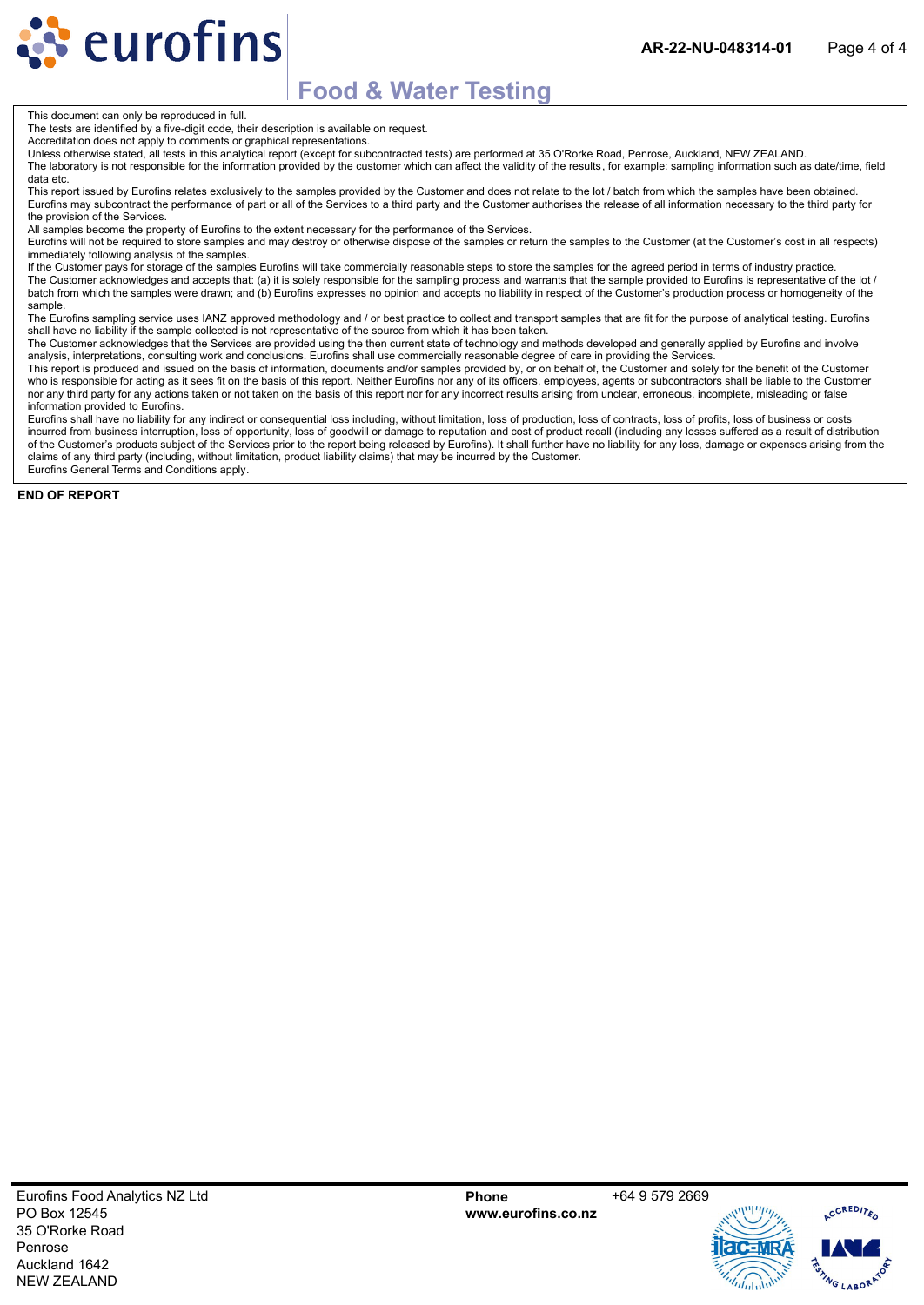This document can only be reproduced in full.
The tests are identified by a five-digit code, their description is available on request.
Accreditation does not apply to comments or graphical representations.
Unless otherwise stated, all tests in this analytical report (except for subcontracted tests) are performed at 35 O'Rorke Road, Penrose, Auckland, NEW ZEALAND.
The laboratory is not responsible for the information provided by the customer which can affect the validity of the results, for example: sampling information such as date/time, field data etc.
This report issued by Eurofins relates exclusively to the samples provided by the Customer and does not relate to the lot / batch from which the samples have been obtained.
Eurofins may subcontract the performance of part or all of the Services to a third party and the Customer authorises the release of all information necessary to the third party for the provision of the Services.
All samples become the property of Eurofins to the extent necessary for the performance of the Services.
Eurofins will not be required to store samples and may destroy or otherwise dispose of the samples or return the samples to the Customer (at the Customer's cost in all respects) immediately following analysis of the samples.
If the Customer pays for storage of the samples Eurofins will take commercially reasonable steps to store the samples for the agreed period in terms of industry practice.
The Customer acknowledges and accepts that: (a) it is solely responsible for the sampling process and warrants that the sample provided to Eurofins is representative of the lot / batch from which the samples were drawn; and (b) Eurofins expresses no opinion and accepts no liability in respect of the Customer's production process or homogeneity of the sample.
The Eurofins sampling service uses IANZ approved methodology and / or best practice to collect and transport samples that are fit for the purpose of analytical testing. Eurofins shall have no liability if the sample collected is not representative of the source from which it has been taken.
The Customer acknowledges that the Services are provided using the then current state of technology and methods developed and generally applied by Eurofins and involve analysis, interpretations, consulting work and conclusions. Eurofins shall use commercially reasonable degree of care in providing the Services.
This report is produced and issued on the basis of information, documents and/or samples provided by, or on behalf of, the Customer and solely for the benefit of the Customer who is responsible for acting as it sees fit on the basis of this report. Neither Eurofins nor any of its officers, employees, agents or subcontractors shall be liable to the Customer nor any third party for any actions taken or not taken on the basis of this report nor for any incorrect results arising from unclear, erroneous, incomplete, misleading or false information provided to Eurofins.
Eurofins shall have no liability for any indirect or consequential loss including, without limitation, loss of production, loss of contracts, loss of profits, loss of business or costs incurred from business interruption, loss of opportunity, loss of goodwill or damage to reputation and cost of product recall (including any losses suffered as a result of distribution of the Customer's products subject of the Services prior to the report being released by Eurofins). It shall further have no liability for any loss, damage or expenses arising from the claims of any third party (including, without limitation, product liability claims) that may be incurred by the Customer.
Eurofins General Terms and Conditions apply.

**END OF REPORT**

Eurofins Food Analytics NZ Ltd
PO Box 12545
35 O'Rorke Road
Penrose
Auckland 1642
NEW ZEALAND

**Phone** +64 9 579 2669
**www.eurofins.co.nz**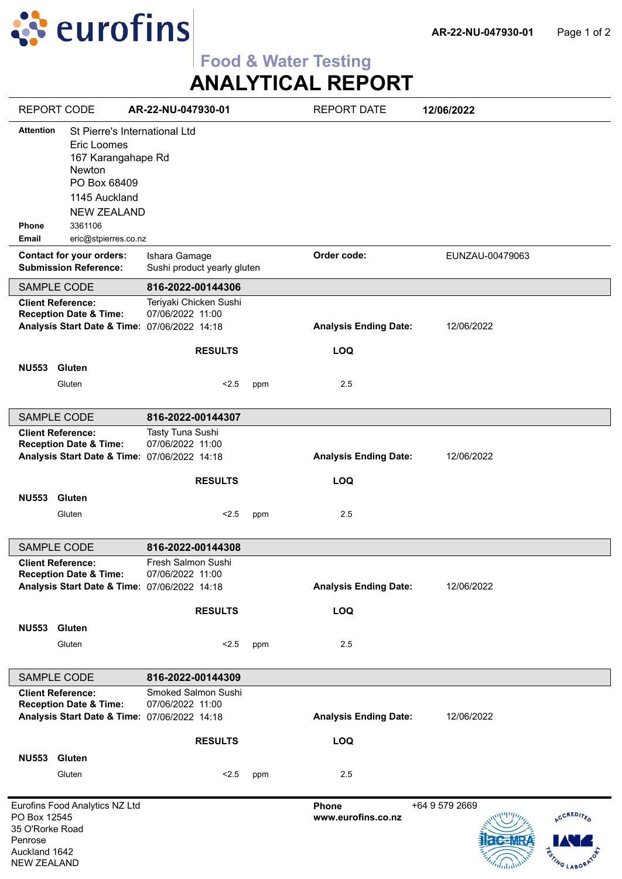# eurofins

**Food & Water Testing**

# ANALYTICAL REPORT

| REPORT CODE | AR-22-NU-047930-01 | REPORT DATE | 12/06/2022 |
|---|---|---|---|

**Attention**
St Pierre's International Ltd
Eric Loomes
167 Karangahape Rd
Newton
PO Box 68409
1145 Auckland
NEW ZEALAND

**Phone** 3361106
**Email** eric@stpierres.co.nz

**Contact for your orders:** Ishara Gamage
**Submission Reference:** Sushi product yearly gluten
**Order code:** EUNZAU-00479063

## SAMPLE CODE 816-2022-00144306

**Client Reference:** Teriyaki Chicken Sushi
**Reception Date & Time:** 07/06/2022 11:00
**Analysis Start Date & Time:** 07/06/2022 14:18
**Analysis Ending Date:** 12/06/2022

| | RESULTS | | LOQ |
|---|---|---|---|
| **NU553 Gluten** | | | |
| Gluten | <2.5 | ppm | 2.5 |

## SAMPLE CODE 816-2022-00144307

**Client Reference:** Tasty Tuna Sushi
**Reception Date & Time:** 07/06/2022 11:00
**Analysis Start Date & Time:** 07/06/2022 14:18
**Analysis Ending Date:** 12/06/2022

| | RESULTS | | LOQ |
|---|---|---|---|
| **NU553 Gluten** | | | |
| Gluten | <2.5 | ppm | 2.5 |

## SAMPLE CODE 816-2022-00144308

**Client Reference:** Fresh Salmon Sushi
**Reception Date & Time:** 07/06/2022 11:00
**Analysis Start Date & Time:** 07/06/2022 14:18
**Analysis Ending Date:** 12/06/2022

| | RESULTS | | LOQ |
|---|---|---|---|
| **NU553 Gluten** | | | |
| Gluten | <2.5 | ppm | 2.5 |

## SAMPLE CODE 816-2022-00144309

**Client Reference:** Smoked Salmon Sushi
**Reception Date & Time:** 07/06/2022 11:00
**Analysis Start Date & Time:** 07/06/2022 14:18
**Analysis Ending Date:** 12/06/2022

| | RESULTS | | LOQ |
|---|---|---|---|
| **NU553 Gluten** | | | |
| Gluten | <2.5 | ppm | 2.5 |

Eurofins Food Analytics NZ Ltd
PO Box 12545
35 O'Rorke Road
Penrose
Auckland 1642
NEW ZEALAND

**Phone** +64 9 579 2669
**www.eurofins.co.nz**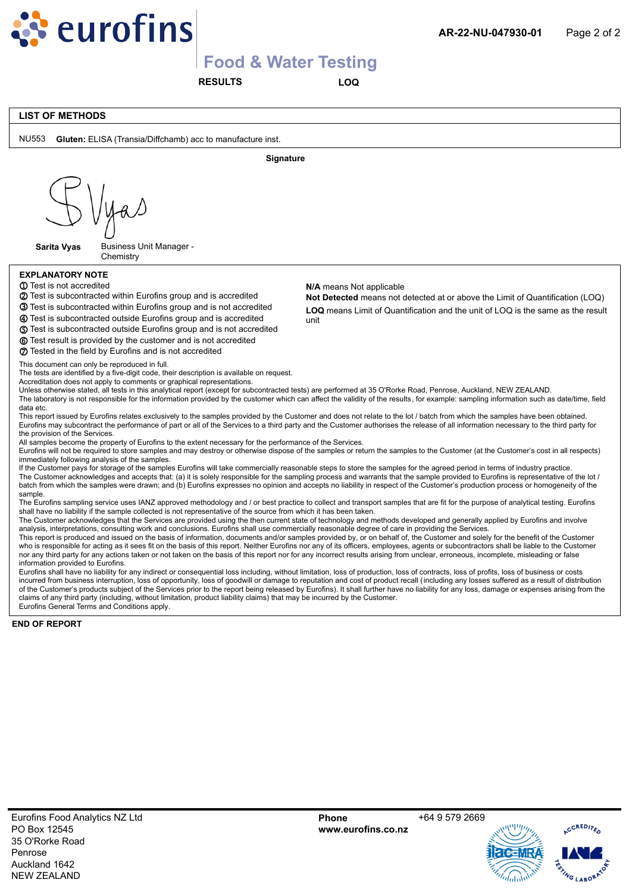RESULTS LOQ

## LIST OF METHODS

NU553 **Gluten:** ELISA (Transia/Diffchamb) acc to manufacture inst.

**Signature**

**Sarita Vyas** Business Unit Manager - Chemistry

## EXPLANATORY NOTE

① Test is not accredited
② Test is subcontracted within Eurofins group and is accredited
③ Test is subcontracted within Eurofins group and is not accredited
④ Test is subcontracted outside Eurofins group and is accredited
⑤ Test is subcontracted outside Eurofins group and is not accredited
⑥ Test result is provided by the customer and is not accredited
⑦ Tested in the field by Eurofins and is not accredited

**N/A** means Not applicable
**Not Detected** means not detected at or above the Limit of Quantification (LOQ)
**LOQ** means Limit of Quantification and the unit of LOQ is the same as the result unit

This document can only be reproduced in full.
The tests are identified by a five-digit code, their description is available on request.
Accreditation does not apply to comments or graphical representations.
Unless otherwise stated, all tests in this analytical report (except for subcontracted tests) are performed at 35 O'Rorke Road, Penrose, Auckland, NEW ZEALAND.
The laboratory is not responsible for the information provided by the customer which can affect the validity of the results, for example: sampling information such as date/time, field data etc.
This report issued by Eurofins relates exclusively to the samples provided by the Customer and does not relate to the lot / batch from which the samples have been obtained.
Eurofins may subcontract the performance of part or all of the Services to a third party and the Customer authorises the release of all information necessary to the third party for the provision of the Services.
All samples become the property of Eurofins to the extent necessary for the performance of the Services.
Eurofins will not be required to store samples and may destroy or otherwise dispose of the samples or return the samples to the Customer (at the Customer's cost in all respects) immediately following analysis of the samples.
If the Customer pays for storage of the samples Eurofins will take commercially reasonable steps to store the samples for the agreed period in terms of industry practice.
The Customer acknowledges and accepts that: (a) it is solely responsible for the sampling process and warrants that the sample provided to Eurofins is representative of the lot / batch from which the samples were drawn; and (b) Eurofins expresses no opinion and accepts no liability in respect of the Customer's production process or homogeneity of the sample.
The Eurofins sampling service uses IANZ approved methodology and / or best practice to collect and transport samples that are fit for the purpose of analytical testing. Eurofins shall have no liability if the sample collected is not representative of the source from which it has been taken.
The Customer acknowledges that the Services are provided using the then current state of technology and methods developed and generally applied by Eurofins and involve analysis, interpretations, consulting work and conclusions. Eurofins shall use commercially reasonable degree of care in providing the Services.
This report is produced and issued on the basis of information, documents and/or samples provided by, or on behalf of, the Customer and solely for the benefit of the Customer who is responsible for acting as it sees fit on the basis of this report. Neither Eurofins nor any of its officers, employees, agents or subcontractors shall be liable to the Customer nor any third party for any actions taken or not taken on the basis of this report nor for any incorrect results arising from unclear, erroneous, incomplete, misleading or false information provided to Eurofins.
Eurofins shall have no liability for any indirect or consequential loss including, without limitation, loss of production, loss of contracts, loss of profits, loss of business or costs incurred from business interruption, loss of opportunity, loss of goodwill or damage to reputation and cost of product recall (including any losses suffered as a result of distribution of the Customer's products subject of the Services prior to the report being released by Eurofins). It shall further have no liability for any loss, damage or expenses arising from the claims of any third party (including, without limitation, product liability claims) that may be incurred by the Customer.
Eurofins General Terms and Conditions apply.

**END OF REPORT**

Eurofins Food Analytics NZ Ltd
PO Box 12545
35 O'Rorke Road
Penrose
Auckland 1642
NEW ZEALAND

**Phone** +64 9 579 2669
**www.eurofins.co.nz**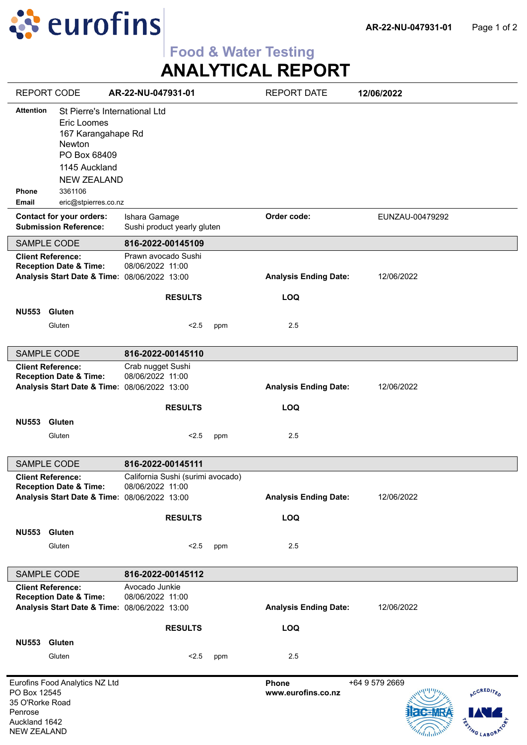# eurofins

**Food & Water Testing**

# ANALYTICAL REPORT

| REPORT CODE | AR-22-NU-047931-01 | REPORT DATE | 12/06/2022 |
|---|---|---|---|

**Attention** St Pierre's International Ltd
Eric Loomes
167 Karangahape Rd
Newton
PO Box 68409
1145 Auckland
NEW ZEALAND

**Phone** 3361106
**Email** eric@stpierres.co.nz

**Contact for your orders:** Ishara Gamage
**Submission Reference:** Sushi product yearly gluten
**Order code:** EUNZAU-00479292

---

## SAMPLE CODE 816-2022-00145109

**Client Reference:** Prawn avocado Sushi
**Reception Date & Time:** 08/06/2022 11:00
**Analysis Start Date & Time:** 08/06/2022 13:00
**Analysis Ending Date:** 12/06/2022

| | RESULTS | | LOQ |
|---|---|---|---|
| **NU553 Gluten** | | | |
| Gluten | <2.5 | ppm | 2.5 |

## SAMPLE CODE 816-2022-00145110

**Client Reference:** Crab nugget Sushi
**Reception Date & Time:** 08/06/2022 11:00
**Analysis Start Date & Time:** 08/06/2022 13:00
**Analysis Ending Date:** 12/06/2022

| | RESULTS | | LOQ |
|---|---|---|---|
| **NU553 Gluten** | | | |
| Gluten | <2.5 | ppm | 2.5 |

## SAMPLE CODE 816-2022-00145111

**Client Reference:** California Sushi (surimi avocado)
**Reception Date & Time:** 08/06/2022 11:00
**Analysis Start Date & Time:** 08/06/2022 13:00
**Analysis Ending Date:** 12/06/2022

| | RESULTS | | LOQ |
|---|---|---|---|
| **NU553 Gluten** | | | |
| Gluten | <2.5 | ppm | 2.5 |

## SAMPLE CODE 816-2022-00145112

**Client Reference:** Avocado Junkie
**Reception Date & Time:** 08/06/2022 11:00
**Analysis Start Date & Time:** 08/06/2022 13:00
**Analysis Ending Date:** 12/06/2022

| | RESULTS | | LOQ |
|---|---|---|---|
| **NU553 Gluten** | | | |
| Gluten | <2.5 | ppm | 2.5 |

---

Eurofins Food Analytics NZ Ltd
PO Box 12545
35 O'Rorke Road
Penrose
Auckland 1642
NEW ZEALAND

**Phone** +64 9 579 2669
**www.eurofins.co.nz**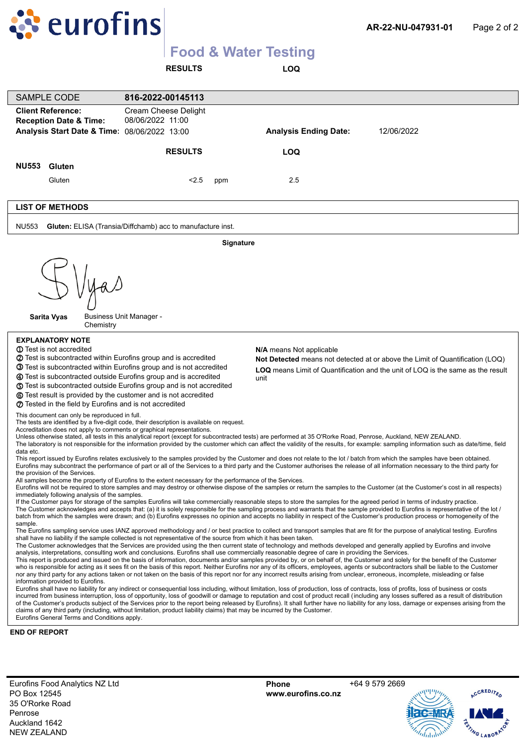**RESULTS** **LOQ**

| SAMPLE CODE | 816-2022-00145113 | | |
|---|---|---|---|
| **Client Reference:** | Cream Cheese Delight | | |
| **Reception Date & Time:** | 08/06/2022 11:00 | | |
| **Analysis Start Date & Time:** | 08/06/2022 13:00 | **Analysis Ending Date:** | 12/06/2022 |

| | | **RESULTS** | | **LOQ** |
|---|---|---|---|---|
| **NU553** | **Gluten** | | | |
| | Gluten | <2.5 | ppm | 2.5 |

## LIST OF METHODS

NU553 **Gluten:** ELISA (Transia/Diffchamb) acc to manufacture inst.

**Signature**

**Sarita Vyas** Business Unit Manager - Chemistry

## EXPLANATORY NOTE

① Test is not accredited
② Test is subcontracted within Eurofins group and is accredited
③ Test is subcontracted within Eurofins group and is not accredited
④ Test is subcontracted outside Eurofins group and is accredited
⑤ Test is subcontracted outside Eurofins group and is not accredited
⑥ Test result is provided by the customer and is not accredited
⑦ Tested in the field by Eurofins and is not accredited

**N/A** means Not applicable
**Not Detected** means not detected at or above the Limit of Quantification (LOQ)
**LOQ** means Limit of Quantification and the unit of LOQ is the same as the result unit

This document can only be reproduced in full.
The tests are identified by a five-digit code, their description is available on request.
Accreditation does not apply to comments or graphical representations.
Unless otherwise stated, all tests in this analytical report (except for subcontracted tests) are performed at 35 O'Rorke Road, Penrose, Auckland, NEW ZEALAND.
The laboratory is not responsible for the information provided by the customer which can affect the validity of the results, for example: sampling information such as date/time, field data etc.
This report issued by Eurofins relates exclusively to the samples provided by the Customer and does not relate to the lot / batch from which the samples have been obtained.
Eurofins may subcontract the performance of part or all of the Services to a third party and the Customer authorises the release of all information necessary to the third party for the provision of the Services.
All samples become the property of Eurofins to the extent necessary for the performance of the Services.
Eurofins will not be required to store samples and may destroy or otherwise dispose of the samples or return the samples to the Customer (at the Customer's cost in all respects) immediately following analysis of the samples.
If the Customer pays for storage of the samples Eurofins will take commercially reasonable steps to store the samples for the agreed period in terms of industry practice.
The Customer acknowledges and accepts that: (a) it is solely responsible for the sampling process and warrants that the sample provided to Eurofins is representative of the lot / batch from which the samples were drawn; and (b) Eurofins expresses no opinion and accepts no liability in respect of the Customer's production process or homogeneity of the sample.
The Eurofins sampling service uses IANZ approved methodology and / or best practice to collect and transport samples that are fit for the purpose of analytical testing. Eurofins shall have no liability if the sample collected is not representative of the source from which it has been taken.
The Customer acknowledges that the Services are provided using the then current state of technology and methods developed and generally applied by Eurofins and involve analysis, interpretations, consulting work and conclusions. Eurofins shall use commercially reasonable degree of care in providing the Services.
This report is produced and issued on the basis of information, documents and/or samples provided by, or on behalf of, the Customer and solely for the benefit of the Customer who is responsible for acting as it sees fit on the basis of this report. Neither Eurofins nor any of its officers, employees, agents or subcontractors shall be liable to the Customer nor any third party for any actions taken or not taken on the basis of this report nor for any incorrect results arising from unclear, erroneous, incomplete, misleading or false information provided to Eurofins.
Eurofins shall have no liability for any indirect or consequential loss including, without limitation, loss of production, loss of contracts, loss of profits, loss of business or costs incurred from business interruption, loss of opportunity, loss of goodwill or damage to reputation and cost of product recall (including any losses suffered as a result of distribution of the Customer's products subject of the Services prior to the report being released by Eurofins). It shall further have no liability for any loss, damage or expenses arising from the claims of any third party (including, without limitation, product liability claims) that may be incurred by the Customer.
Eurofins General Terms and Conditions apply.

**END OF REPORT**

Eurofins Food Analytics NZ Ltd
PO Box 12545
35 O'Rorke Road
Penrose
Auckland 1642
NEW ZEALAND

**Phone** +64 9 579 2669
**www.eurofins.co.nz**